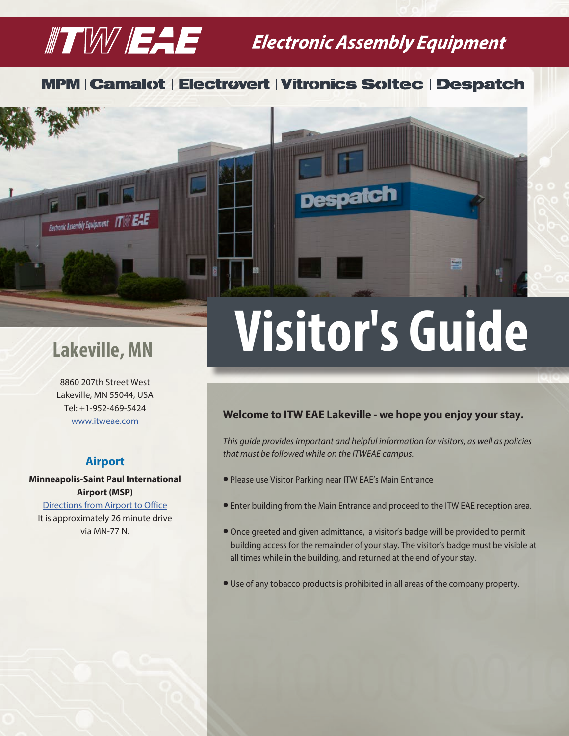# ITW EAE Electronic Assembly Equipment

MPM | Camalot | Electrovert | Vitronics Soltec | Despatch

# Visitor's Guide

## Lakeville, MN

8860 207th Street West
Lakeville, MN 55044, USA
Tel: +1-952-469-5424
[www.itweae.com](www.itweae.com)

### Airport

**Minneapolis-Saint Paul International Airport (MSP)**

[Directions from Airport to Office]()

It is approximately 26 minute drive via MN-77 N.

**Welcome to ITW EAE Lakeville - we hope you enjoy your stay.**

*This guide provides important and helpful information for visitors, as well as policies that must be followed while on the ITWEAE campus.*

- Please use Visitor Parking near ITW EAE's Main Entrance
- Enter building from the Main Entrance and proceed to the ITW EAE reception area.
- Once greeted and given admittance, a visitor's badge will be provided to permit building access for the remainder of your stay. The visitor's badge must be visible at all times while in the building, and returned at the end of your stay.
- Use of any tobacco products is prohibited in all areas of the company property.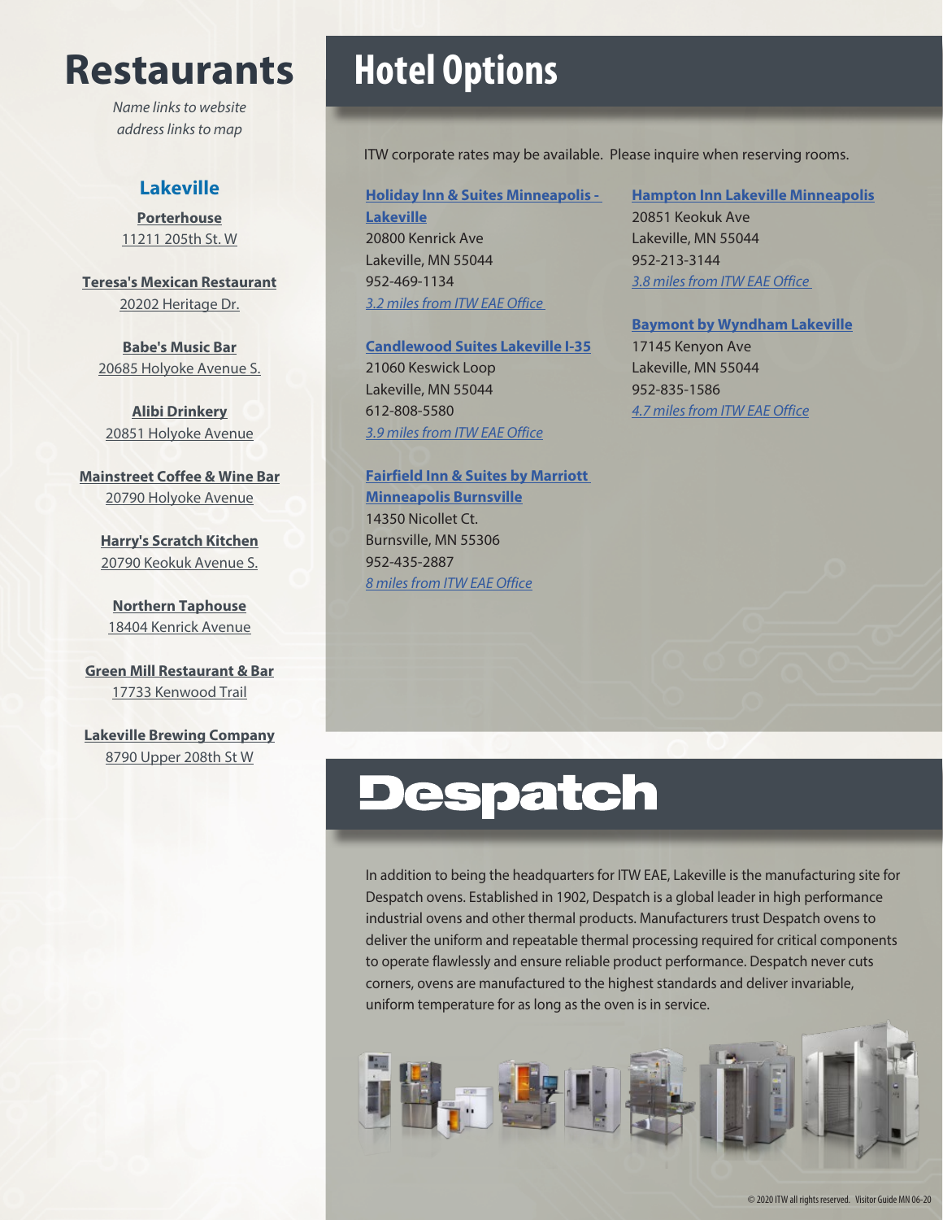# Restaurants

*Name links to website*
*address links to map*

## Lakeville

**Porterhouse**
11211 205th St. W

**Teresa's Mexican Restaurant**
20202 Heritage Dr.

**Babe's Music Bar**
20685 Holyoke Avenue S.

**Alibi Drinkery**
20851 Holyoke Avenue

**Mainstreet Coffee & Wine Bar**
20790 Holyoke Avenue

**Harry's Scratch Kitchen**
20790 Keokuk Avenue S.

**Northern Taphouse**
18404 Kenrick Avenue

**Green Mill Restaurant & Bar**
17733 Kenwood Trail

**Lakeville Brewing Company**
8790 Upper 208th St W

# Hotel Options

ITW corporate rates may be available. Please inquire when reserving rooms.

**Holiday Inn & Suites Minneapolis - Lakeville**
20800 Kenrick Ave
Lakeville, MN 55044
952-469-1134
*3.2 miles from ITW EAE Office*

**Candlewood Suites Lakeville I-35**
21060 Keswick Loop
Lakeville, MN 55044
612-808-5580
*3.9 miles from ITW EAE Office*

**Fairfield Inn & Suites by Marriott Minneapolis Burnsville**
14350 Nicollet Ct.
Burnsville, MN 55306
952-435-2887
*8 miles from ITW EAE Office*

**Hampton Inn Lakeville Minneapolis**
20851 Keokuk Ave
Lakeville, MN 55044
952-213-3144
*3.8 miles from ITW EAE Office*

**Baymont by Wyndham Lakeville**
17145 Kenyon Ave
Lakeville, MN 55044
952-835-1586
*4.7 miles from ITW EAE Office*

# Despatch

In addition to being the headquarters for ITW EAE, Lakeville is the manufacturing site for Despatch ovens. Established in 1902, Despatch is a global leader in high performance industrial ovens and other thermal products. Manufacturers trust Despatch ovens to deliver the uniform and repeatable thermal processing required for critical components to operate flawlessly and ensure reliable product performance. Despatch never cuts corners, ovens are manufactured to the highest standards and deliver invariable, uniform temperature for as long as the oven is in service.

© 2020 ITW all rights reserved. Visitor Guide MN 06-20